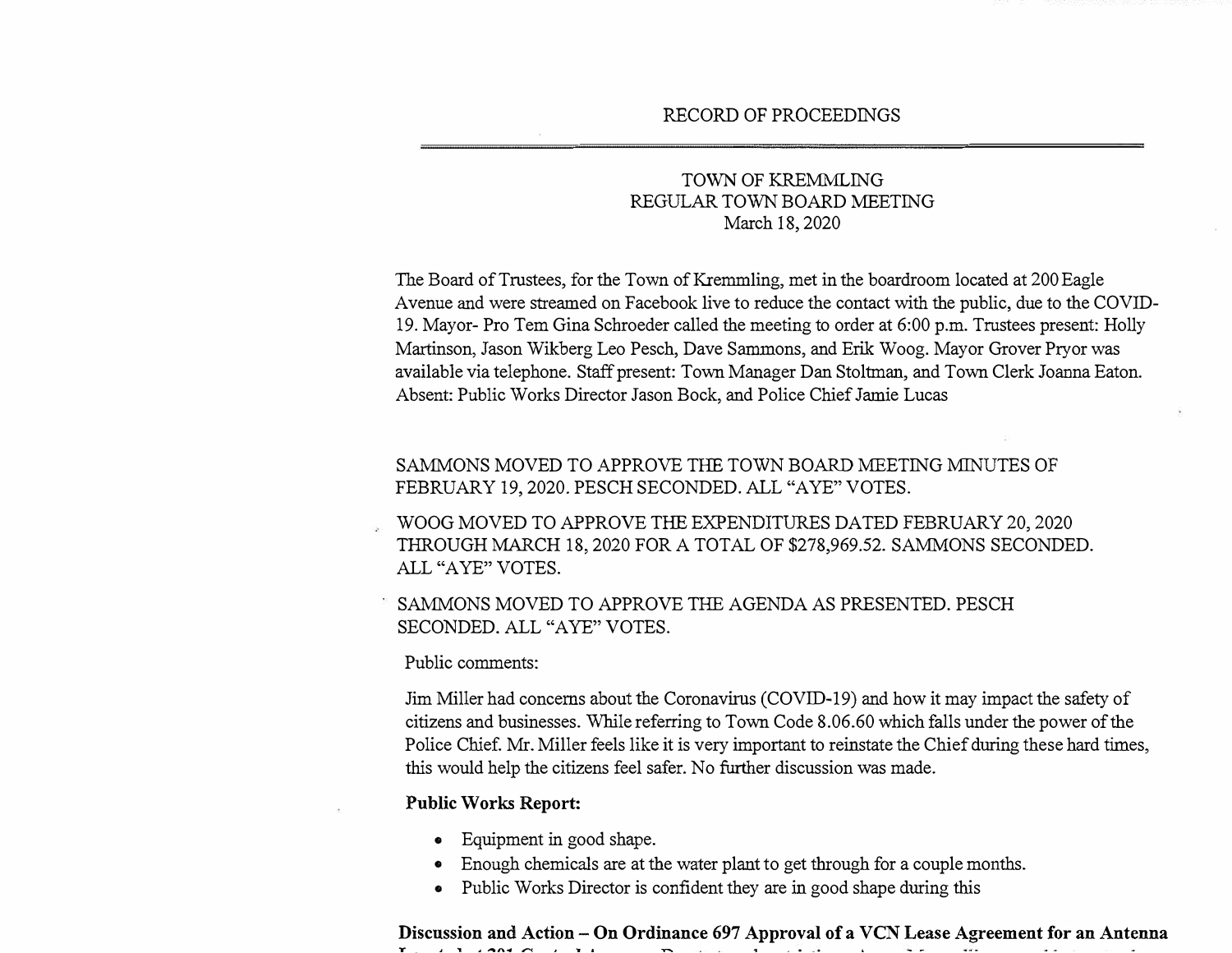RECORD OF PROCEEDINGS

TOWN OF KREMMLING
REGULAR TOWN BOARD MEETING
March 18, 2020

The Board of Trustees, for the Town of Kremmling, met in the boardroom located at 200 Eagle Avenue and were streamed on Facebook live to reduce the contact with the public, due to the COVID-19. Mayor- Pro Tem Gina Schroeder called the meeting to order at 6:00 p.m. Trustees present: Holly Martinson, Jason Wikberg Leo Pesch, Dave Sammons, and Erik Woog. Mayor Grover Pryor was available via telephone. Staff present: Town Manager Dan Stoltman, and Town Clerk Joanna Eaton. Absent: Public Works Director Jason Bock, and Police Chief Jamie Lucas

SAMMONS MOVED TO APPROVE THE TOWN BOARD MEETING MINUTES OF FEBRUARY 19, 2020. PESCH SECONDED. ALL "AYE" VOTES.

WOOG MOVED TO APPROVE THE EXPENDITURES DATED FEBRUARY 20, 2020 THROUGH MARCH 18, 2020 FOR A TOTAL OF $278,969.52. SAMMONS SECONDED. ALL "AYE" VOTES.

SAMMONS MOVED TO APPROVE THE AGENDA AS PRESENTED. PESCH SECONDED. ALL "AYE" VOTES.

Public comments:

Jim Miller had concerns about the Coronavirus (COVID-19) and how it may impact the safety of citizens and businesses. While referring to Town Code 8.06.60 which falls under the power of the Police Chief. Mr. Miller feels like it is very important to reinstate the Chief during these hard times, this would help the citizens feel safer. No further discussion was made.

**Public Works Report:**

- Equipment in good shape.
- Enough chemicals are at the water plant to get through for a couple months.
- Public Works Director is confident they are in good shape during this

**Discussion and Action – On Ordinance 697 Approval of a VCN Lease Agreement for an Antenna**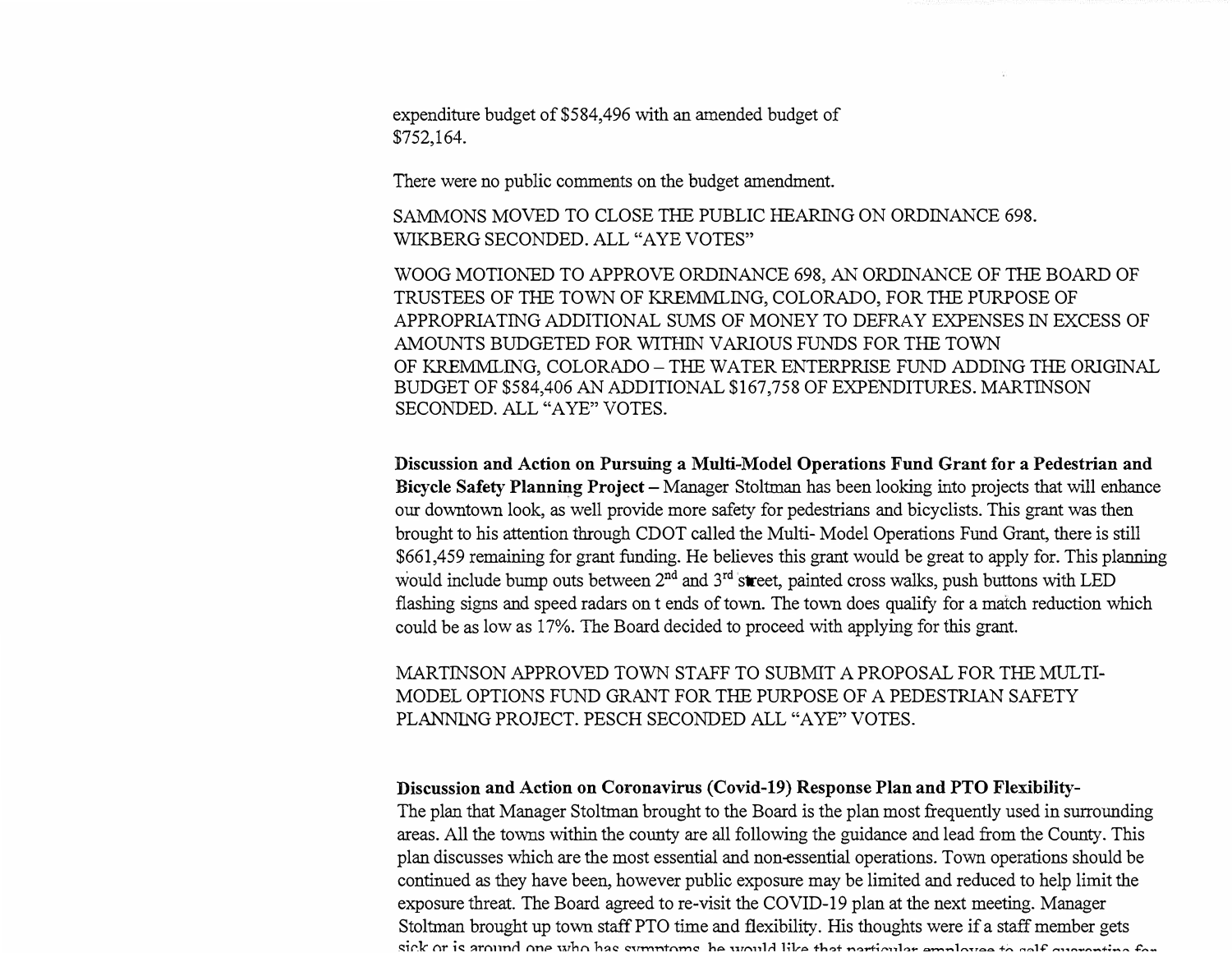expenditure budget of $584,496 with an amended budget of $752,164.

There were no public comments on the budget amendment.

SAMMONS MOVED TO CLOSE THE PUBLIC HEARING ON ORDINANCE 698. WIKBERG SECONDED. ALL "AYE VOTES"

WOOG MOTIONED TO APPROVE ORDINANCE 698, AN ORDINANCE OF THE BOARD OF TRUSTEES OF THE TOWN OF KREMMLING, COLORADO, FOR THE PURPOSE OF APPROPRIATING ADDITIONAL SUMS OF MONEY TO DEFRAY EXPENSES IN EXCESS OF AMOUNTS BUDGETED FOR WITHIN VARIOUS FUNDS FOR THE TOWN OF KREMMLING, COLORADO – THE WATER ENTERPRISE FUND ADDING THE ORIGINAL BUDGET OF $584,406 AN ADDITIONAL $167,758 OF EXPENDITURES. MARTINSON SECONDED. ALL "AYE" VOTES.

**Discussion and Action on Pursuing a Multi-Model Operations Fund Grant for a Pedestrian and Bicycle Safety Planning Project** – Manager Stoltman has been looking into projects that will enhance our downtown look, as well provide more safety for pedestrians and bicyclists. This grant was then brought to his attention through CDOT called the Multi- Model Operations Fund Grant, there is still $661,459 remaining for grant funding. He believes this grant would be great to apply for. This planning would include bump outs between 2nd and 3rd street, painted cross walks, push buttons with LED flashing signs and speed radars on t ends of town. The town does qualify for a match reduction which could be as low as 17%. The Board decided to proceed with applying for this grant.

MARTINSON APPROVED TOWN STAFF TO SUBMIT A PROPOSAL FOR THE MULTI-MODEL OPTIONS FUND GRANT FOR THE PURPOSE OF A PEDESTRIAN SAFETY PLANNING PROJECT. PESCH SECONDED ALL "AYE" VOTES.

**Discussion and Action on Coronavirus (Covid-19) Response Plan and PTO Flexibility-**
The plan that Manager Stoltman brought to the Board is the plan most frequently used in surrounding areas. All the towns within the county are all following the guidance and lead from the County. This plan discusses which are the most essential and non-essential operations. Town operations should be continued as they have been, however public exposure may be limited and reduced to help limit the exposure threat. The Board agreed to re-visit the COVID-19 plan at the next meeting. Manager Stoltman brought up town staff PTO time and flexibility. His thoughts were if a staff member gets sick or is around one who has symptoms, he would like that particular employee to self quarantine for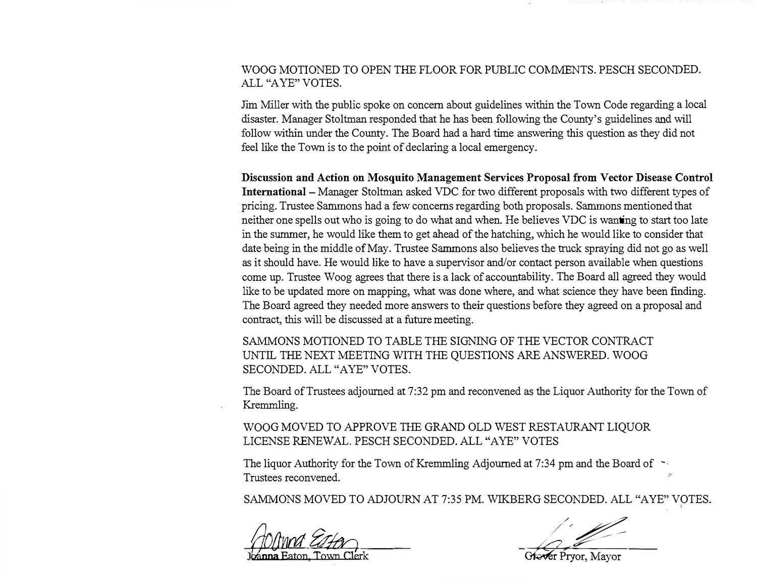WOOG MOTIONED TO OPEN THE FLOOR FOR PUBLIC COMMENTS. PESCH SECONDED. ALL "AYE" VOTES.

Jim Miller with the public spoke on concern about guidelines within the Town Code regarding a local disaster. Manager Stoltman responded that he has been following the County's guidelines and will follow within under the County. The Board had a hard time answering this question as they did not feel like the Town is to the point of declaring a local emergency.

**Discussion and Action on Mosquito Management Services Proposal from Vector Disease Control International** – Manager Stoltman asked VDC for two different proposals with two different types of pricing. Trustee Sammons had a few concerns regarding both proposals. Sammons mentioned that neither one spells out who is going to do what and when. He believes VDC is wanting to start too late in the summer, he would like them to get ahead of the hatching, which he would like to consider that date being in the middle of May. Trustee Sammons also believes the truck spraying did not go as well as it should have. He would like to have a supervisor and/or contact person available when questions come up. Trustee Woog agrees that there is a lack of accountability. The Board all agreed they would like to be updated more on mapping, what was done where, and what science they have been finding. The Board agreed they needed more answers to their questions before they agreed on a proposal and contract, this will be discussed at a future meeting.

SAMMONS MOTIONED TO TABLE THE SIGNING OF THE VECTOR CONTRACT UNTIL THE NEXT MEETING WITH THE QUESTIONS ARE ANSWERED. WOOG SECONDED. ALL "AYE" VOTES.

The Board of Trustees adjourned at 7:32 pm and reconvened as the Liquor Authority for the Town of Kremmling.

WOOG MOVED TO APPROVE THE GRAND OLD WEST RESTAURANT LIQUOR LICENSE RENEWAL. PESCH SECONDED. ALL "AYE" VOTES

The liquor Authority for the Town of Kremmling Adjourned at 7:34 pm and the Board of Trustees reconvened.

SAMMONS MOVED TO ADJOURN AT 7:35 PM. WIKBERG SECONDED. ALL "AYE" VOTES.

Joanna Eaton, Town Clerk

Grover Pryor, Mayor